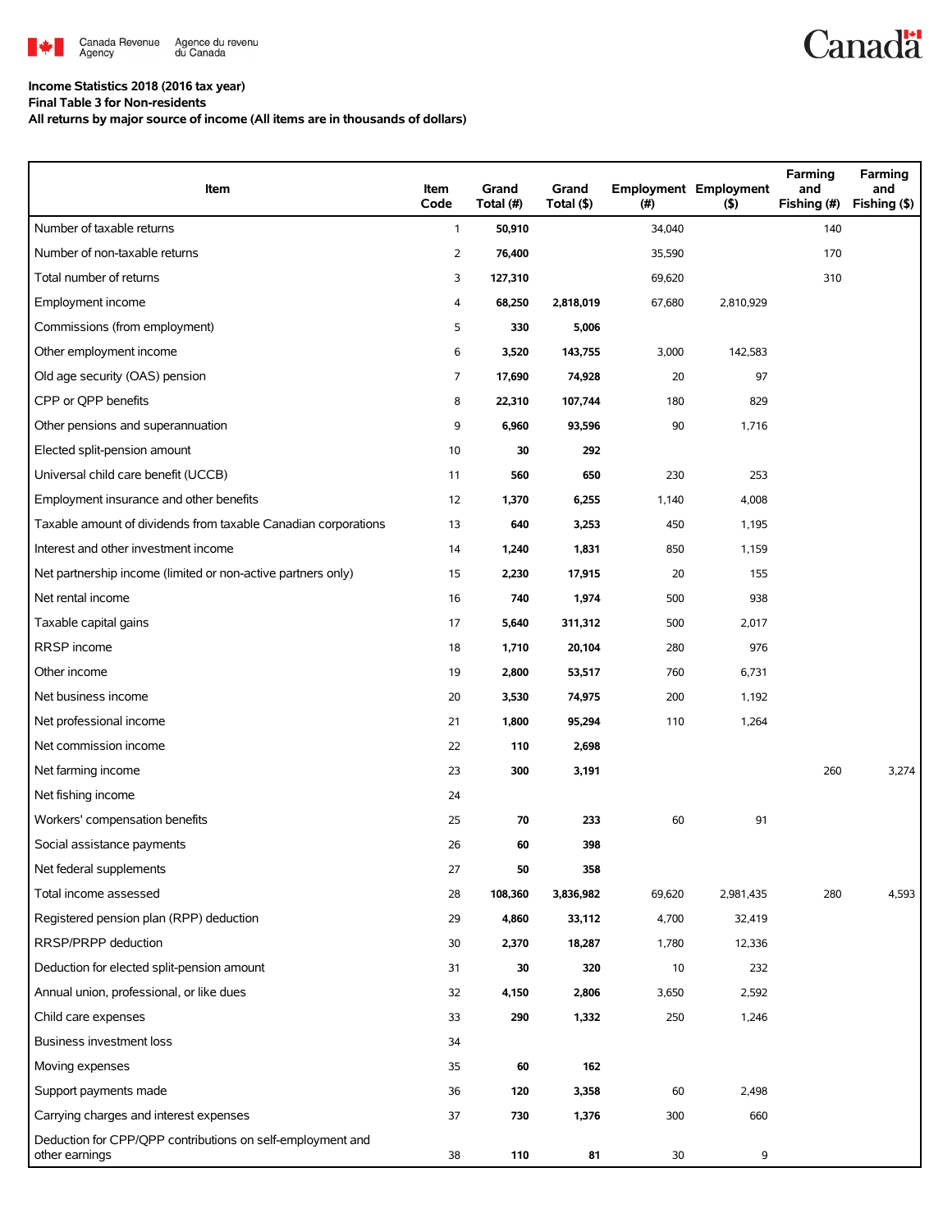Canada Revenue Agency / Agence du revenu du Canada

Canada

**Income Statistics 2018 (2016 tax year)**

**Final Table 3 for Non-residents**

**All returns by major source of income (All items are in thousands of dollars)**

| Item | Item Code | Grand Total (#) | Grand Total ($) | Employment (#) | Employment ($) | Farming and Fishing (#) | Farming and Fishing ($) |
|---|---|---|---|---|---|---|---|
| Number of taxable returns | 1 | **50,910** | | 34,040 | | 140 | |
| Number of non-taxable returns | 2 | **76,400** | | 35,590 | | 170 | |
| Total number of returns | 3 | **127,310** | | 69,620 | | 310 | |
| Employment income | 4 | **68,250** | **2,818,019** | 67,680 | 2,810,929 | | |
| Commissions (from employment) | 5 | **330** | **5,006** | | | | |
| Other employment income | 6 | **3,520** | **143,755** | 3,000 | 142,583 | | |
| Old age security (OAS) pension | 7 | **17,690** | **74,928** | 20 | 97 | | |
| CPP or QPP benefits | 8 | **22,310** | **107,744** | 180 | 829 | | |
| Other pensions and superannuation | 9 | **6,960** | **93,596** | 90 | 1,716 | | |
| Elected split-pension amount | 10 | **30** | **292** | | | | |
| Universal child care benefit (UCCB) | 11 | **560** | **650** | 230 | 253 | | |
| Employment insurance and other benefits | 12 | **1,370** | **6,255** | 1,140 | 4,008 | | |
| Taxable amount of dividends from taxable Canadian corporations | 13 | **640** | **3,253** | 450 | 1,195 | | |
| Interest and other investment income | 14 | **1,240** | **1,831** | 850 | 1,159 | | |
| Net partnership income (limited or non-active partners only) | 15 | **2,230** | **17,915** | 20 | 155 | | |
| Net rental income | 16 | **740** | **1,974** | 500 | 938 | | |
| Taxable capital gains | 17 | **5,640** | **311,312** | 500 | 2,017 | | |
| RRSP income | 18 | **1,710** | **20,104** | 280 | 976 | | |
| Other income | 19 | **2,800** | **53,517** | 760 | 6,731 | | |
| Net business income | 20 | **3,530** | **74,975** | 200 | 1,192 | | |
| Net professional income | 21 | **1,800** | **95,294** | 110 | 1,264 | | |
| Net commission income | 22 | **110** | **2,698** | | | | |
| Net farming income | 23 | **300** | **3,191** | | | 260 | 3,274 |
| Net fishing income | 24 | | | | | | |
| Workers' compensation benefits | 25 | **70** | **233** | 60 | 91 | | |
| Social assistance payments | 26 | **60** | **398** | | | | |
| Net federal supplements | 27 | **50** | **358** | | | | |
| Total income assessed | 28 | **108,360** | **3,836,982** | 69,620 | 2,981,435 | 280 | 4,593 |
| Registered pension plan (RPP) deduction | 29 | **4,860** | **33,112** | 4,700 | 32,419 | | |
| RRSP/PRPP deduction | 30 | **2,370** | **18,287** | 1,780 | 12,336 | | |
| Deduction for elected split-pension amount | 31 | **30** | **320** | 10 | 232 | | |
| Annual union, professional, or like dues | 32 | **4,150** | **2,806** | 3,650 | 2,592 | | |
| Child care expenses | 33 | **290** | **1,332** | 250 | 1,246 | | |
| Business investment loss | 34 | | | | | | |
| Moving expenses | 35 | **60** | **162** | | | | |
| Support payments made | 36 | **120** | **3,358** | 60 | 2,498 | | |
| Carrying charges and interest expenses | 37 | **730** | **1,376** | 300 | 660 | | |
| Deduction for CPP/QPP contributions on self-employment and other earnings | 38 | **110** | **81** | 30 | 9 | | |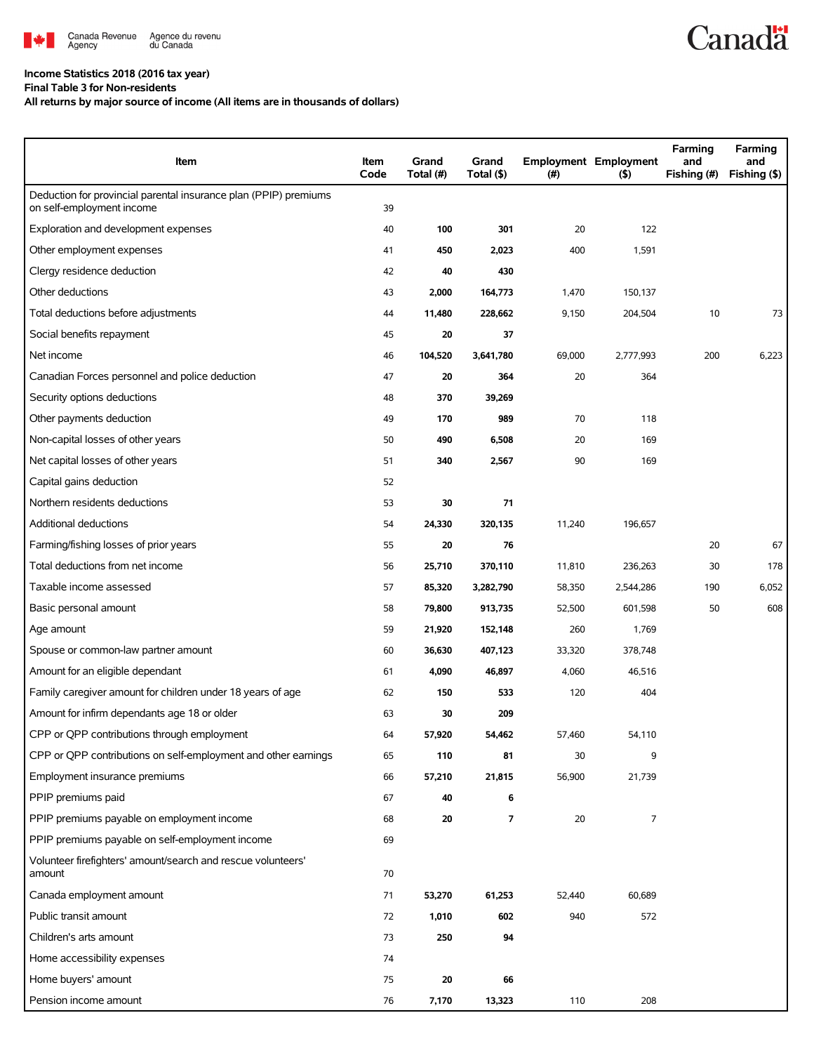**Income Statistics 2018 (2016 tax year)**
**Final Table 3 for Non-residents**
**All returns by major source of income (All items are in thousands of dollars)**

| Item | Item Code | Grand Total (#) | Grand Total ($) | Employment (#) | Employment ($) | Farming and Fishing (#) | Farming and Fishing ($) |
|---|---|---|---|---|---|---|---|
| Deduction for provincial parental insurance plan (PPIP) premiums on self-employment income | 39 | | | | | | |
| Exploration and development expenses | 40 | **100** | **301** | 20 | 122 | | |
| Other employment expenses | 41 | **450** | **2,023** | 400 | 1,591 | | |
| Clergy residence deduction | 42 | **40** | **430** | | | | |
| Other deductions | 43 | **2,000** | **164,773** | 1,470 | 150,137 | | |
| Total deductions before adjustments | 44 | **11,480** | **228,662** | 9,150 | 204,504 | 10 | 73 |
| Social benefits repayment | 45 | **20** | **37** | | | | |
| Net income | 46 | **104,520** | **3,641,780** | 69,000 | 2,777,993 | 200 | 6,223 |
| Canadian Forces personnel and police deduction | 47 | **20** | **364** | 20 | 364 | | |
| Security options deductions | 48 | **370** | **39,269** | | | | |
| Other payments deduction | 49 | **170** | **989** | 70 | 118 | | |
| Non-capital losses of other years | 50 | **490** | **6,508** | 20 | 169 | | |
| Net capital losses of other years | 51 | **340** | **2,567** | 90 | 169 | | |
| Capital gains deduction | 52 | | | | | | |
| Northern residents deductions | 53 | **30** | **71** | | | | |
| Additional deductions | 54 | **24,330** | **320,135** | 11,240 | 196,657 | | |
| Farming/fishing losses of prior years | 55 | **20** | **76** | | | 20 | 67 |
| Total deductions from net income | 56 | **25,710** | **370,110** | 11,810 | 236,263 | 30 | 178 |
| Taxable income assessed | 57 | **85,320** | **3,282,790** | 58,350 | 2,544,286 | 190 | 6,052 |
| Basic personal amount | 58 | **79,800** | **913,735** | 52,500 | 601,598 | 50 | 608 |
| Age amount | 59 | **21,920** | **152,148** | 260 | 1,769 | | |
| Spouse or common-law partner amount | 60 | **36,630** | **407,123** | 33,320 | 378,748 | | |
| Amount for an eligible dependant | 61 | **4,090** | **46,897** | 4,060 | 46,516 | | |
| Family caregiver amount for children under 18 years of age | 62 | **150** | **533** | 120 | 404 | | |
| Amount for infirm dependants age 18 or older | 63 | **30** | **209** | | | | |
| CPP or QPP contributions through employment | 64 | **57,920** | **54,462** | 57,460 | 54,110 | | |
| CPP or QPP contributions on self-employment and other earnings | 65 | **110** | **81** | 30 | 9 | | |
| Employment insurance premiums | 66 | **57,210** | **21,815** | 56,900 | 21,739 | | |
| PPIP premiums paid | 67 | **40** | **6** | | | | |
| PPIP premiums payable on employment income | 68 | **20** | **7** | 20 | 7 | | |
| PPIP premiums payable on self-employment income | 69 | | | | | | |
| Volunteer firefighters' amount/search and rescue volunteers' amount | 70 | | | | | | |
| Canada employment amount | 71 | **53,270** | **61,253** | 52,440 | 60,689 | | |
| Public transit amount | 72 | **1,010** | **602** | 940 | 572 | | |
| Children's arts amount | 73 | **250** | **94** | | | | |
| Home accessibility expenses | 74 | | | | | | |
| Home buyers' amount | 75 | **20** | **66** | | | | |
| Pension income amount | 76 | **7,170** | **13,323** | 110 | 208 | | |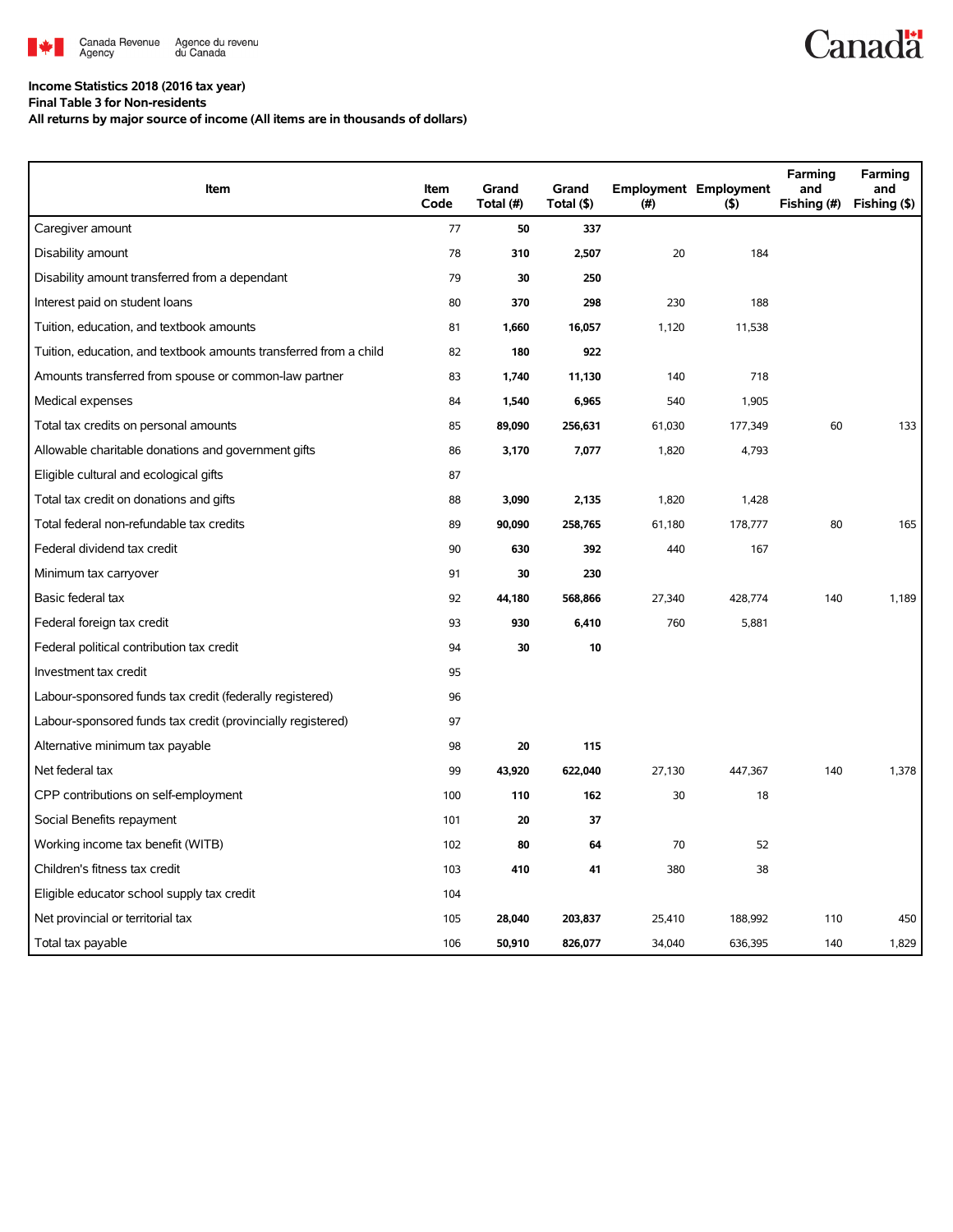**Income Statistics 2018 (2016 tax year)**
**Final Table 3 for Non-residents**
**All returns by major source of income (All items are in thousands of dollars)**

| Item | Item Code | Grand Total (#) | Grand Total ($) | Employment (#) | Employment ($) | Farming and Fishing (#) | Farming and Fishing ($) |
|---|---|---|---|---|---|---|---|
| Caregiver amount | 77 | **50** | **337** | | | | |
| Disability amount | 78 | **310** | **2,507** | 20 | 184 | | |
| Disability amount transferred from a dependant | 79 | **30** | **250** | | | | |
| Interest paid on student loans | 80 | **370** | **298** | 230 | 188 | | |
| Tuition, education, and textbook amounts | 81 | **1,660** | **16,057** | 1,120 | 11,538 | | |
| Tuition, education, and textbook amounts transferred from a child | 82 | **180** | **922** | | | | |
| Amounts transferred from spouse or common-law partner | 83 | **1,740** | **11,130** | 140 | 718 | | |
| Medical expenses | 84 | **1,540** | **6,965** | 540 | 1,905 | | |
| Total tax credits on personal amounts | 85 | **89,090** | **256,631** | 61,030 | 177,349 | 60 | 133 |
| Allowable charitable donations and government gifts | 86 | **3,170** | **7,077** | 1,820 | 4,793 | | |
| Eligible cultural and ecological gifts | 87 | | | | | | |
| Total tax credit on donations and gifts | 88 | **3,090** | **2,135** | 1,820 | 1,428 | | |
| Total federal non-refundable tax credits | 89 | **90,090** | **258,765** | 61,180 | 178,777 | 80 | 165 |
| Federal dividend tax credit | 90 | **630** | **392** | 440 | 167 | | |
| Minimum tax carryover | 91 | **30** | **230** | | | | |
| Basic federal tax | 92 | **44,180** | **568,866** | 27,340 | 428,774 | 140 | 1,189 |
| Federal foreign tax credit | 93 | **930** | **6,410** | 760 | 5,881 | | |
| Federal political contribution tax credit | 94 | **30** | **10** | | | | |
| Investment tax credit | 95 | | | | | | |
| Labour-sponsored funds tax credit (federally registered) | 96 | | | | | | |
| Labour-sponsored funds tax credit (provincially registered) | 97 | | | | | | |
| Alternative minimum tax payable | 98 | **20** | **115** | | | | |
| Net federal tax | 99 | **43,920** | **622,040** | 27,130 | 447,367 | 140 | 1,378 |
| CPP contributions on self-employment | 100 | **110** | **162** | 30 | 18 | | |
| Social Benefits repayment | 101 | **20** | **37** | | | | |
| Working income tax benefit (WITB) | 102 | **80** | **64** | 70 | 52 | | |
| Children's fitness tax credit | 103 | **410** | **41** | 380 | 38 | | |
| Eligible educator school supply tax credit | 104 | | | | | | |
| Net provincial or territorial tax | 105 | **28,040** | **203,837** | 25,410 | 188,992 | 110 | 450 |
| Total tax payable | 106 | **50,910** | **826,077** | 34,040 | 636,395 | 140 | 1,829 |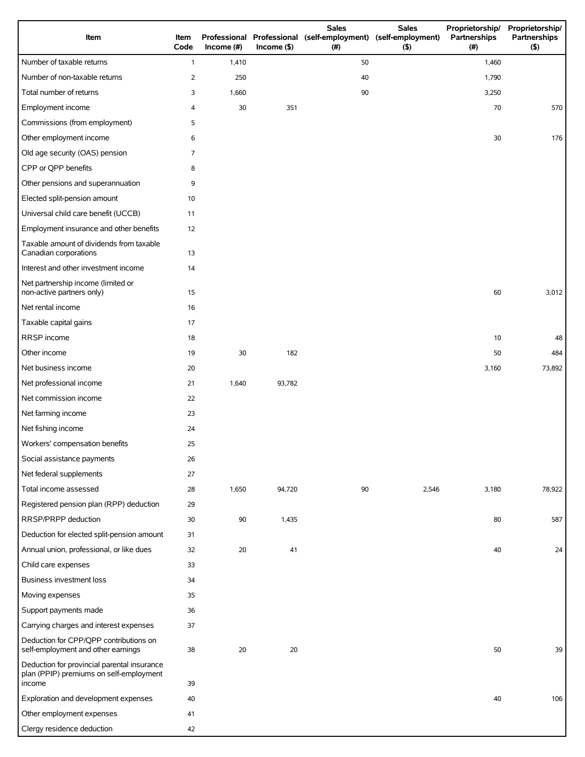| Item | Item Code | Professional Income (#) | Professional Income ($) | Sales (self-employment) (#) | Sales (self-employment) ($) | Proprietorship/ Partnerships (#) | Proprietorship/ Partnerships ($) |
|---|---|---|---|---|---|---|---|
| Number of taxable returns | 1 | 1,410 | | 50 | | 1,460 | |
| Number of non-taxable returns | 2 | 250 | | 40 | | 1,790 | |
| Total number of returns | 3 | 1,660 | | 90 | | 3,250 | |
| Employment income | 4 | 30 | 351 | | | 70 | 570 |
| Commissions (from employment) | 5 | | | | | | |
| Other employment income | 6 | | | | | 30 | 176 |
| Old age security (OAS) pension | 7 | | | | | | |
| CPP or QPP benefits | 8 | | | | | | |
| Other pensions and superannuation | 9 | | | | | | |
| Elected split-pension amount | 10 | | | | | | |
| Universal child care benefit (UCCB) | 11 | | | | | | |
| Employment insurance and other benefits | 12 | | | | | | |
| Taxable amount of dividends from taxable Canadian corporations | 13 | | | | | | |
| Interest and other investment income | 14 | | | | | | |
| Net partnership income (limited or non-active partners only) | 15 | | | | | 60 | 3,012 |
| Net rental income | 16 | | | | | | |
| Taxable capital gains | 17 | | | | | | |
| RRSP income | 18 | | | | | 10 | 48 |
| Other income | 19 | 30 | 182 | | | 50 | 484 |
| Net business income | 20 | | | | | 3,160 | 73,892 |
| Net professional income | 21 | 1,640 | 93,782 | | | | |
| Net commission income | 22 | | | | | | |
| Net farming income | 23 | | | | | | |
| Net fishing income | 24 | | | | | | |
| Workers' compensation benefits | 25 | | | | | | |
| Social assistance payments | 26 | | | | | | |
| Net federal supplements | 27 | | | | | | |
| Total income assessed | 28 | 1,650 | 94,720 | 90 | 2,546 | 3,180 | 78,922 |
| Registered pension plan (RPP) deduction | 29 | | | | | | |
| RRSP/PRPP deduction | 30 | 90 | 1,435 | | | 80 | 587 |
| Deduction for elected split-pension amount | 31 | | | | | | |
| Annual union, professional, or like dues | 32 | 20 | 41 | | | 40 | 24 |
| Child care expenses | 33 | | | | | | |
| Business investment loss | 34 | | | | | | |
| Moving expenses | 35 | | | | | | |
| Support payments made | 36 | | | | | | |
| Carrying charges and interest expenses | 37 | | | | | | |
| Deduction for CPP/QPP contributions on self-employment and other earnings | 38 | 20 | 20 | | | 50 | 39 |
| Deduction for provincial parental insurance plan (PPIP) premiums on self-employment income | 39 | | | | | | |
| Exploration and development expenses | 40 | | | | | 40 | 106 |
| Other employment expenses | 41 | | | | | | |
| Clergy residence deduction | 42 | | | | | | |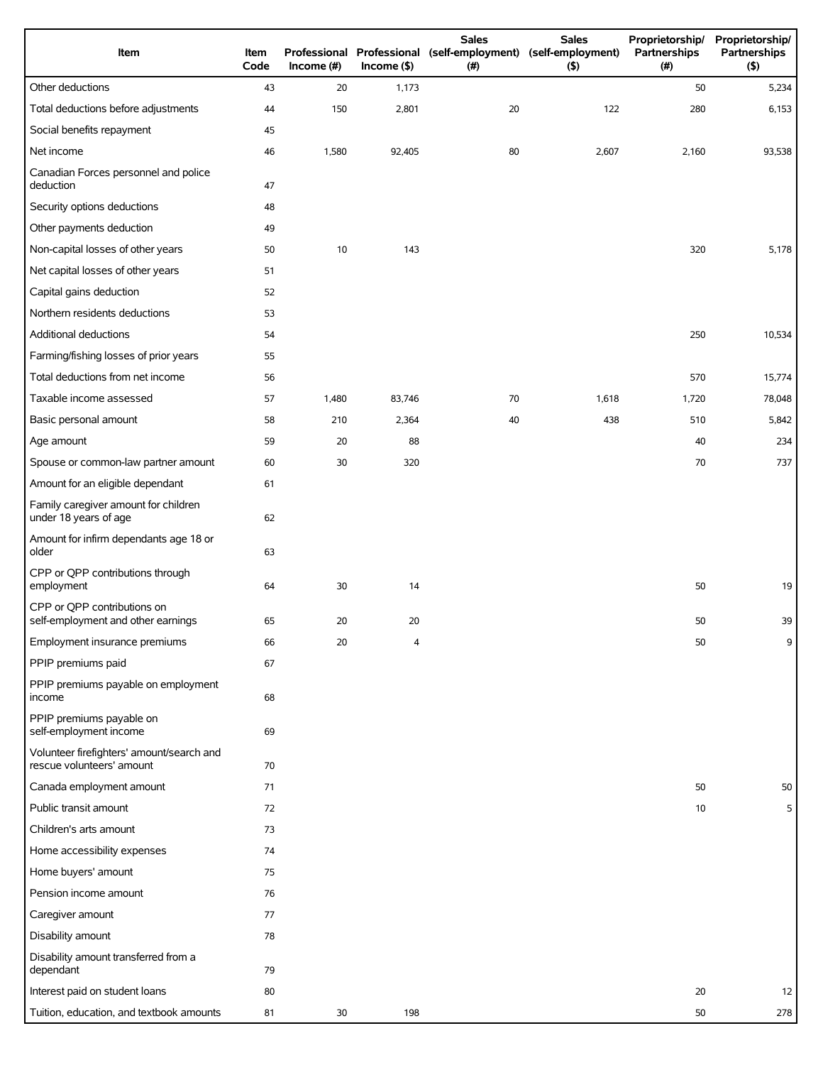| Item | Item Code | Professional Income (#) | Professional Income ($) | Sales (self-employment) (#) | Sales (self-employment) ($) | Proprietorship/ Partnerships (#) | Proprietorship/ Partnerships ($) |
|---|---|---|---|---|---|---|---|
| Other deductions | 43 | 20 | 1,173 | | | 50 | 5,234 |
| Total deductions before adjustments | 44 | 150 | 2,801 | 20 | 122 | 280 | 6,153 |
| Social benefits repayment | 45 | | | | | | |
| Net income | 46 | 1,580 | 92,405 | 80 | 2,607 | 2,160 | 93,538 |
| Canadian Forces personnel and police deduction | 47 | | | | | | |
| Security options deductions | 48 | | | | | | |
| Other payments deduction | 49 | | | | | | |
| Non-capital losses of other years | 50 | 10 | 143 | | | 320 | 5,178 |
| Net capital losses of other years | 51 | | | | | | |
| Capital gains deduction | 52 | | | | | | |
| Northern residents deductions | 53 | | | | | | |
| Additional deductions | 54 | | | | | 250 | 10,534 |
| Farming/fishing losses of prior years | 55 | | | | | | |
| Total deductions from net income | 56 | | | | | 570 | 15,774 |
| Taxable income assessed | 57 | 1,480 | 83,746 | 70 | 1,618 | 1,720 | 78,048 |
| Basic personal amount | 58 | 210 | 2,364 | 40 | 438 | 510 | 5,842 |
| Age amount | 59 | 20 | 88 | | | 40 | 234 |
| Spouse or common-law partner amount | 60 | 30 | 320 | | | 70 | 737 |
| Amount for an eligible dependant | 61 | | | | | | |
| Family caregiver amount for children under 18 years of age | 62 | | | | | | |
| Amount for infirm dependants age 18 or older | 63 | | | | | | |
| CPP or QPP contributions through employment | 64 | 30 | 14 | | | 50 | 19 |
| CPP or QPP contributions on self-employment and other earnings | 65 | 20 | 20 | | | 50 | 39 |
| Employment insurance premiums | 66 | 20 | 4 | | | 50 | 9 |
| PPIP premiums paid | 67 | | | | | | |
| PPIP premiums payable on employment income | 68 | | | | | | |
| PPIP premiums payable on self-employment income | 69 | | | | | | |
| Volunteer firefighters' amount/search and rescue volunteers' amount | 70 | | | | | | |
| Canada employment amount | 71 | | | | | 50 | 50 |
| Public transit amount | 72 | | | | | 10 | 5 |
| Children's arts amount | 73 | | | | | | |
| Home accessibility expenses | 74 | | | | | | |
| Home buyers' amount | 75 | | | | | | |
| Pension income amount | 76 | | | | | | |
| Caregiver amount | 77 | | | | | | |
| Disability amount | 78 | | | | | | |
| Disability amount transferred from a dependant | 79 | | | | | | |
| Interest paid on student loans | 80 | | | | | 20 | 12 |
| Tuition, education, and textbook amounts | 81 | 30 | 198 | | | 50 | 278 |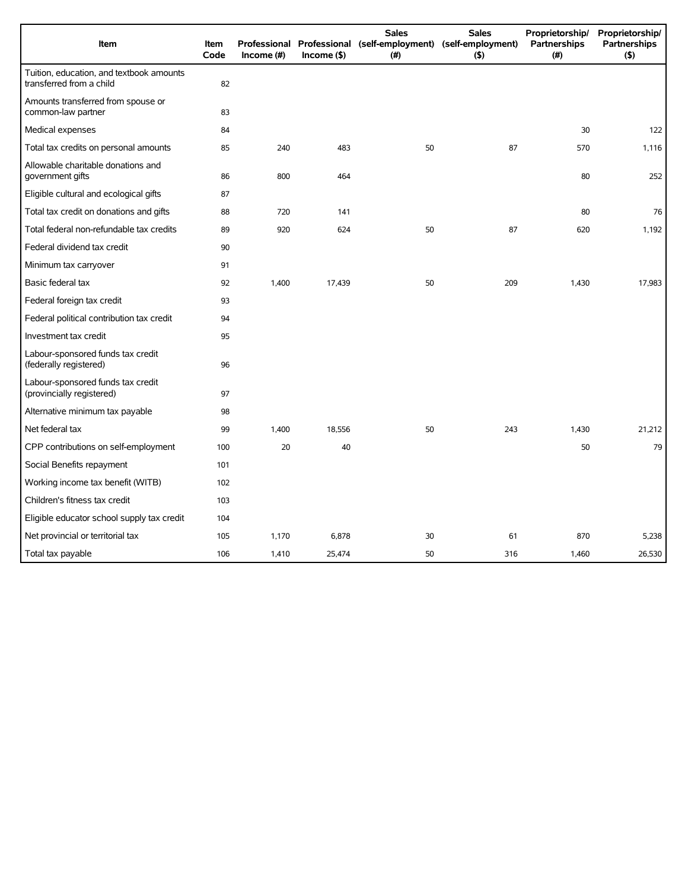| Item | Item Code | Professional Income (#) | Professional Income ($) | Sales (self-employment) (#) | Sales (self-employment) ($) | Proprietorship/ Partnerships (#) | Proprietorship/ Partnerships ($) |
|---|---|---|---|---|---|---|---|
| Tuition, education, and textbook amounts transferred from a child | 82 | | | | | | |
| Amounts transferred from spouse or common-law partner | 83 | | | | | | |
| Medical expenses | 84 | | | | | 30 | 122 |
| Total tax credits on personal amounts | 85 | 240 | 483 | 50 | 87 | 570 | 1,116 |
| Allowable charitable donations and government gifts | 86 | 800 | 464 | | | 80 | 252 |
| Eligible cultural and ecological gifts | 87 | | | | | | |
| Total tax credit on donations and gifts | 88 | 720 | 141 | | | 80 | 76 |
| Total federal non-refundable tax credits | 89 | 920 | 624 | 50 | 87 | 620 | 1,192 |
| Federal dividend tax credit | 90 | | | | | | |
| Minimum tax carryover | 91 | | | | | | |
| Basic federal tax | 92 | 1,400 | 17,439 | 50 | 209 | 1,430 | 17,983 |
| Federal foreign tax credit | 93 | | | | | | |
| Federal political contribution tax credit | 94 | | | | | | |
| Investment tax credit | 95 | | | | | | |
| Labour-sponsored funds tax credit (federally registered) | 96 | | | | | | |
| Labour-sponsored funds tax credit (provincially registered) | 97 | | | | | | |
| Alternative minimum tax payable | 98 | | | | | | |
| Net federal tax | 99 | 1,400 | 18,556 | 50 | 243 | 1,430 | 21,212 |
| CPP contributions on self-employment | 100 | 20 | 40 | | | 50 | 79 |
| Social Benefits repayment | 101 | | | | | | |
| Working income tax benefit (WITB) | 102 | | | | | | |
| Children's fitness tax credit | 103 | | | | | | |
| Eligible educator school supply tax credit | 104 | | | | | | |
| Net provincial or territorial tax | 105 | 1,170 | 6,878 | 30 | 61 | 870 | 5,238 |
| Total tax payable | 106 | 1,410 | 25,474 | 50 | 316 | 1,460 | 26,530 |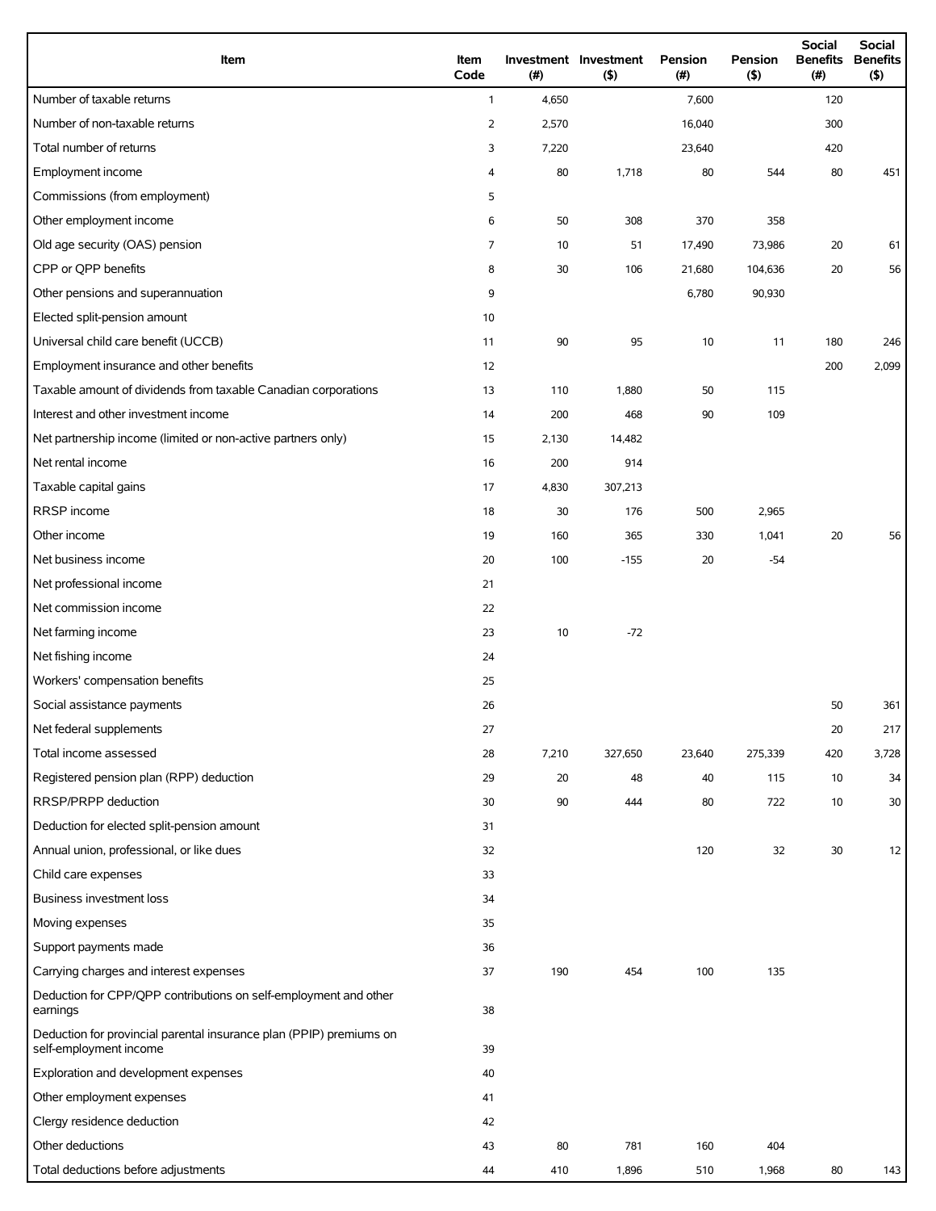| Item | Item Code | Investment (#) | Investment ($) | Pension (#) | Pension ($) | Social Benefits (#) | Social Benefits ($) |
|---|---|---|---|---|---|---|---|
| Number of taxable returns | 1 | 4,650 | | 7,600 | | 120 | |
| Number of non-taxable returns | 2 | 2,570 | | 16,040 | | 300 | |
| Total number of returns | 3 | 7,220 | | 23,640 | | 420 | |
| Employment income | 4 | 80 | 1,718 | 80 | 544 | 80 | 451 |
| Commissions (from employment) | 5 | | | | | | |
| Other employment income | 6 | 50 | 308 | 370 | 358 | | |
| Old age security (OAS) pension | 7 | 10 | 51 | 17,490 | 73,986 | 20 | 61 |
| CPP or QPP benefits | 8 | 30 | 106 | 21,680 | 104,636 | 20 | 56 |
| Other pensions and superannuation | 9 | | | 6,780 | 90,930 | | |
| Elected split-pension amount | 10 | | | | | | |
| Universal child care benefit (UCCB) | 11 | 90 | 95 | 10 | 11 | 180 | 246 |
| Employment insurance and other benefits | 12 | | | | | 200 | 2,099 |
| Taxable amount of dividends from taxable Canadian corporations | 13 | 110 | 1,880 | 50 | 115 | | |
| Interest and other investment income | 14 | 200 | 468 | 90 | 109 | | |
| Net partnership income (limited or non-active partners only) | 15 | 2,130 | 14,482 | | | | |
| Net rental income | 16 | 200 | 914 | | | | |
| Taxable capital gains | 17 | 4,830 | 307,213 | | | | |
| RRSP income | 18 | 30 | 176 | 500 | 2,965 | | |
| Other income | 19 | 160 | 365 | 330 | 1,041 | 20 | 56 |
| Net business income | 20 | 100 | -155 | 20 | -54 | | |
| Net professional income | 21 | | | | | | |
| Net commission income | 22 | | | | | | |
| Net farming income | 23 | 10 | -72 | | | | |
| Net fishing income | 24 | | | | | | |
| Workers' compensation benefits | 25 | | | | | | |
| Social assistance payments | 26 | | | | | 50 | 361 |
| Net federal supplements | 27 | | | | | 20 | 217 |
| Total income assessed | 28 | 7,210 | 327,650 | 23,640 | 275,339 | 420 | 3,728 |
| Registered pension plan (RPP) deduction | 29 | 20 | 48 | 40 | 115 | 10 | 34 |
| RRSP/PRPP deduction | 30 | 90 | 444 | 80 | 722 | 10 | 30 |
| Deduction for elected split-pension amount | 31 | | | | | | |
| Annual union, professional, or like dues | 32 | | | 120 | 32 | 30 | 12 |
| Child care expenses | 33 | | | | | | |
| Business investment loss | 34 | | | | | | |
| Moving expenses | 35 | | | | | | |
| Support payments made | 36 | | | | | | |
| Carrying charges and interest expenses | 37 | 190 | 454 | 100 | 135 | | |
| Deduction for CPP/QPP contributions on self-employment and other earnings | 38 | | | | | | |
| Deduction for provincial parental insurance plan (PPIP) premiums on self-employment income | 39 | | | | | | |
| Exploration and development expenses | 40 | | | | | | |
| Other employment expenses | 41 | | | | | | |
| Clergy residence deduction | 42 | | | | | | |
| Other deductions | 43 | 80 | 781 | 160 | 404 | | |
| Total deductions before adjustments | 44 | 410 | 1,896 | 510 | 1,968 | 80 | 143 |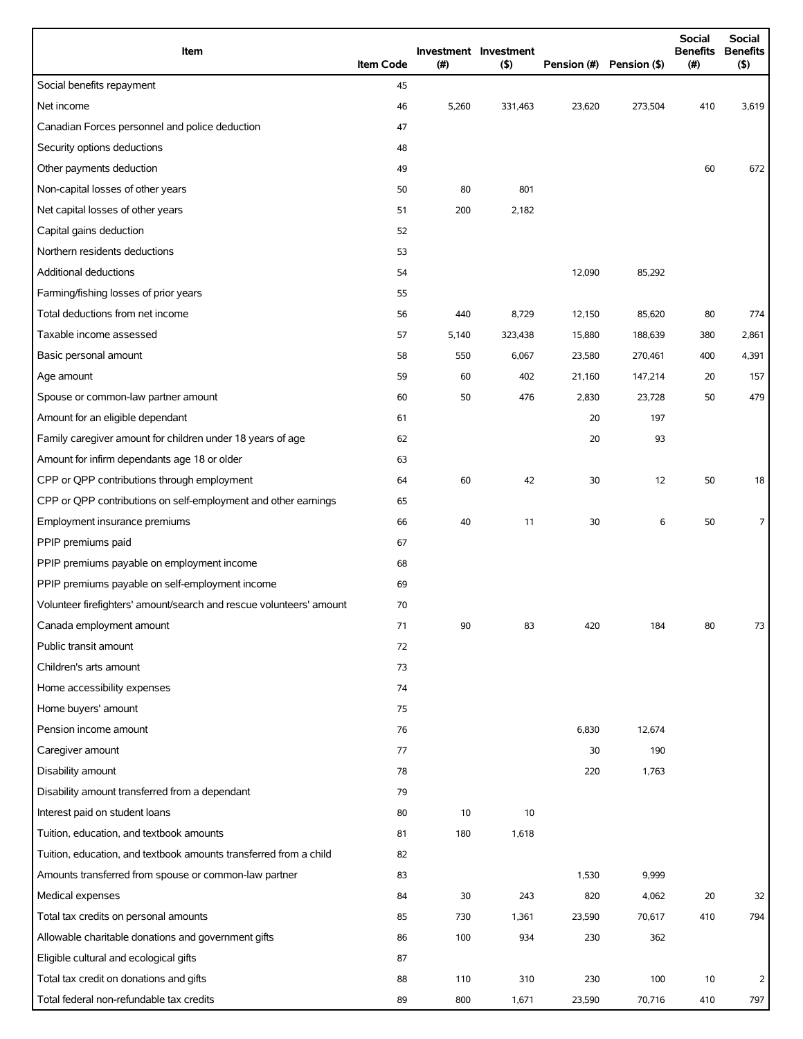| Item | Item Code | Investment (#) | Investment ($) | Pension (#) | Pension ($) | Social Benefits (#) | Social Benefits ($) |
|---|---|---|---|---|---|---|---|
| Social benefits repayment | 45 | | | | | | |
| Net income | 46 | 5,260 | 331,463 | 23,620 | 273,504 | 410 | 3,619 |
| Canadian Forces personnel and police deduction | 47 | | | | | | |
| Security options deductions | 48 | | | | | | |
| Other payments deduction | 49 | | | | | 60 | 672 |
| Non-capital losses of other years | 50 | 80 | 801 | | | | |
| Net capital losses of other years | 51 | 200 | 2,182 | | | | |
| Capital gains deduction | 52 | | | | | | |
| Northern residents deductions | 53 | | | | | | |
| Additional deductions | 54 | | | 12,090 | 85,292 | | |
| Farming/fishing losses of prior years | 55 | | | | | | |
| Total deductions from net income | 56 | 440 | 8,729 | 12,150 | 85,620 | 80 | 774 |
| Taxable income assessed | 57 | 5,140 | 323,438 | 15,880 | 188,639 | 380 | 2,861 |
| Basic personal amount | 58 | 550 | 6,067 | 23,580 | 270,461 | 400 | 4,391 |
| Age amount | 59 | 60 | 402 | 21,160 | 147,214 | 20 | 157 |
| Spouse or common-law partner amount | 60 | 50 | 476 | 2,830 | 23,728 | 50 | 479 |
| Amount for an eligible dependant | 61 | | | 20 | 197 | | |
| Family caregiver amount for children under 18 years of age | 62 | | | 20 | 93 | | |
| Amount for infirm dependants age 18 or older | 63 | | | | | | |
| CPP or QPP contributions through employment | 64 | 60 | 42 | 30 | 12 | 50 | 18 |
| CPP or QPP contributions on self-employment and other earnings | 65 | | | | | | |
| Employment insurance premiums | 66 | 40 | 11 | 30 | 6 | 50 | 7 |
| PPIP premiums paid | 67 | | | | | | |
| PPIP premiums payable on employment income | 68 | | | | | | |
| PPIP premiums payable on self-employment income | 69 | | | | | | |
| Volunteer firefighters' amount/search and rescue volunteers' amount | 70 | | | | | | |
| Canada employment amount | 71 | 90 | 83 | 420 | 184 | 80 | 73 |
| Public transit amount | 72 | | | | | | |
| Children's arts amount | 73 | | | | | | |
| Home accessibility expenses | 74 | | | | | | |
| Home buyers' amount | 75 | | | | | | |
| Pension income amount | 76 | | | 6,830 | 12,674 | | |
| Caregiver amount | 77 | | | 30 | 190 | | |
| Disability amount | 78 | | | 220 | 1,763 | | |
| Disability amount transferred from a dependant | 79 | | | | | | |
| Interest paid on student loans | 80 | 10 | 10 | | | | |
| Tuition, education, and textbook amounts | 81 | 180 | 1,618 | | | | |
| Tuition, education, and textbook amounts transferred from a child | 82 | | | | | | |
| Amounts transferred from spouse or common-law partner | 83 | | | 1,530 | 9,999 | | |
| Medical expenses | 84 | 30 | 243 | 820 | 4,062 | 20 | 32 |
| Total tax credits on personal amounts | 85 | 730 | 1,361 | 23,590 | 70,617 | 410 | 794 |
| Allowable charitable donations and government gifts | 86 | 100 | 934 | 230 | 362 | | |
| Eligible cultural and ecological gifts | 87 | | | | | | |
| Total tax credit on donations and gifts | 88 | 110 | 310 | 230 | 100 | 10 | 2 |
| Total federal non-refundable tax credits | 89 | 800 | 1,671 | 23,590 | 70,716 | 410 | 797 |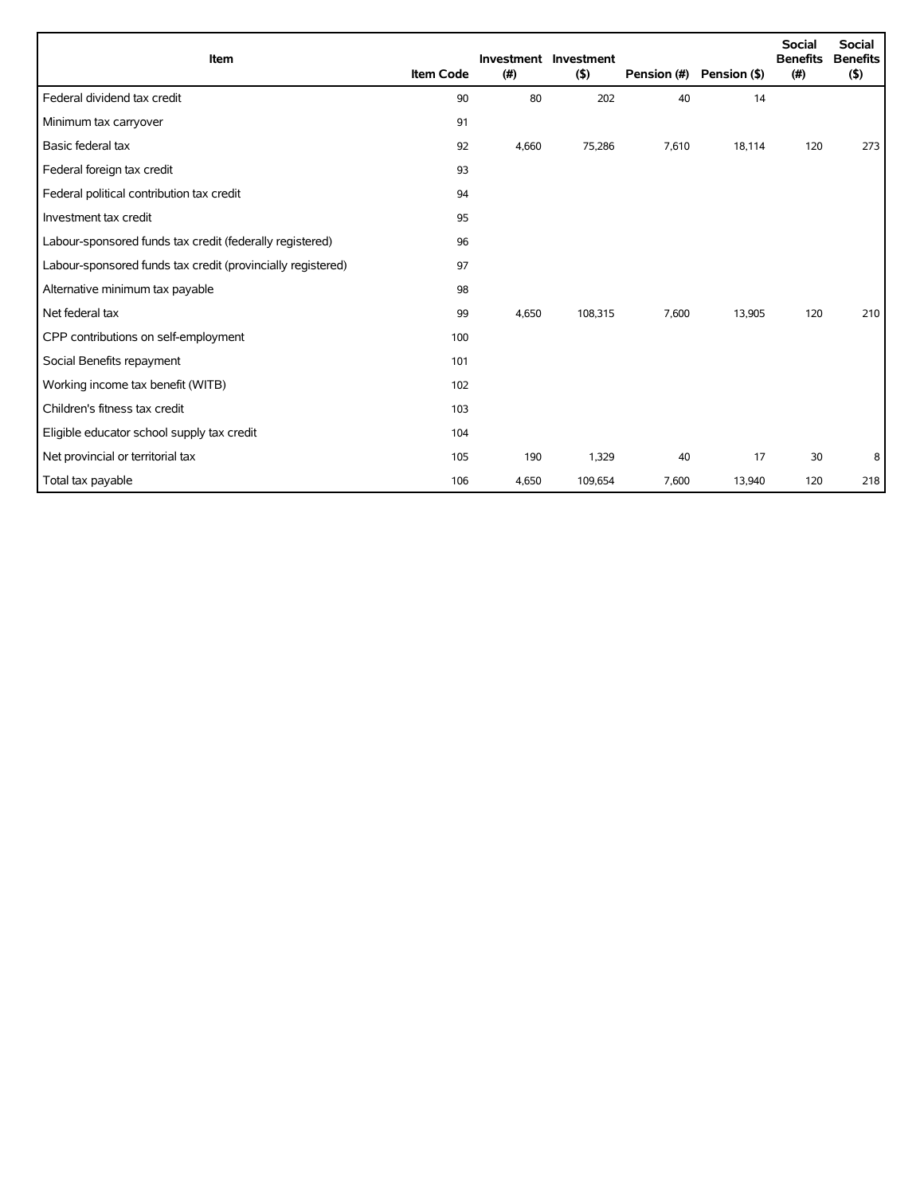| Item | Item Code | Investment (#) | Investment ($) | Pension (#) | Pension ($) | Social Benefits (#) | Social Benefits ($) |
| --- | --- | --- | --- | --- | --- | --- | --- |
| Federal dividend tax credit | 90 | 80 | 202 | 40 | 14 | | |
| Minimum tax carryover | 91 | | | | | | |
| Basic federal tax | 92 | 4,660 | 75,286 | 7,610 | 18,114 | 120 | 273 |
| Federal foreign tax credit | 93 | | | | | | |
| Federal political contribution tax credit | 94 | | | | | | |
| Investment tax credit | 95 | | | | | | |
| Labour-sponsored funds tax credit (federally registered) | 96 | | | | | | |
| Labour-sponsored funds tax credit (provincially registered) | 97 | | | | | | |
| Alternative minimum tax payable | 98 | | | | | | |
| Net federal tax | 99 | 4,650 | 108,315 | 7,600 | 13,905 | 120 | 210 |
| CPP contributions on self-employment | 100 | | | | | | |
| Social Benefits repayment | 101 | | | | | | |
| Working income tax benefit (WITB) | 102 | | | | | | |
| Children's fitness tax credit | 103 | | | | | | |
| Eligible educator school supply tax credit | 104 | | | | | | |
| Net provincial or territorial tax | 105 | 190 | 1,329 | 40 | 17 | 30 | 8 |
| Total tax payable | 106 | 4,650 | 109,654 | 7,600 | 13,940 | 120 | 218 |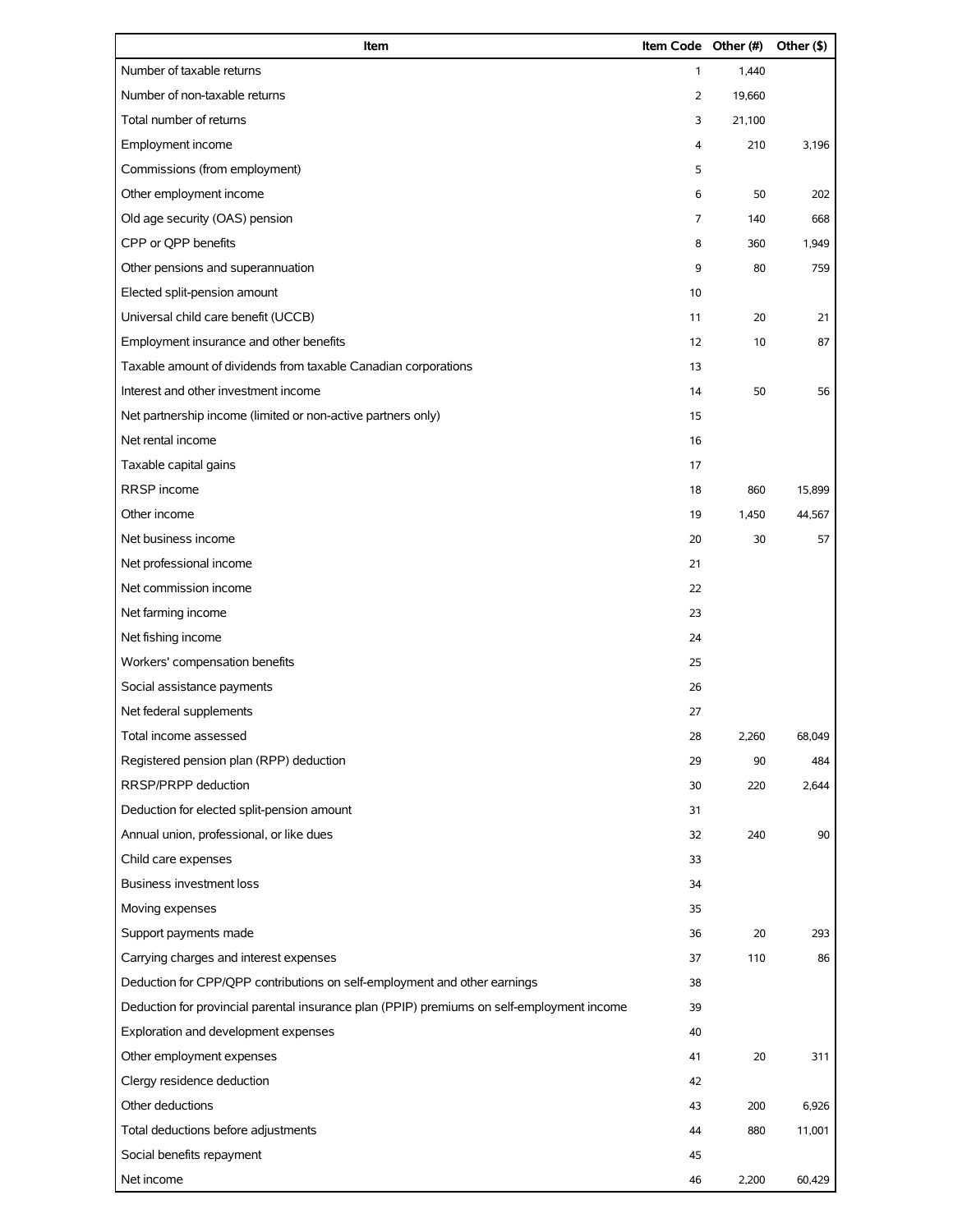| Item | Item Code | Other (#) | Other ($) |
|---|---|---|---|
| Number of taxable returns | 1 | 1,440 | |
| Number of non-taxable returns | 2 | 19,660 | |
| Total number of returns | 3 | 21,100 | |
| Employment income | 4 | 210 | 3,196 |
| Commissions (from employment) | 5 | | |
| Other employment income | 6 | 50 | 202 |
| Old age security (OAS) pension | 7 | 140 | 668 |
| CPP or QPP benefits | 8 | 360 | 1,949 |
| Other pensions and superannuation | 9 | 80 | 759 |
| Elected split-pension amount | 10 | | |
| Universal child care benefit (UCCB) | 11 | 20 | 21 |
| Employment insurance and other benefits | 12 | 10 | 87 |
| Taxable amount of dividends from taxable Canadian corporations | 13 | | |
| Interest and other investment income | 14 | 50 | 56 |
| Net partnership income (limited or non-active partners only) | 15 | | |
| Net rental income | 16 | | |
| Taxable capital gains | 17 | | |
| RRSP income | 18 | 860 | 15,899 |
| Other income | 19 | 1,450 | 44,567 |
| Net business income | 20 | 30 | 57 |
| Net professional income | 21 | | |
| Net commission income | 22 | | |
| Net farming income | 23 | | |
| Net fishing income | 24 | | |
| Workers' compensation benefits | 25 | | |
| Social assistance payments | 26 | | |
| Net federal supplements | 27 | | |
| Total income assessed | 28 | 2,260 | 68,049 |
| Registered pension plan (RPP) deduction | 29 | 90 | 484 |
| RRSP/PRPP deduction | 30 | 220 | 2,644 |
| Deduction for elected split-pension amount | 31 | | |
| Annual union, professional, or like dues | 32 | 240 | 90 |
| Child care expenses | 33 | | |
| Business investment loss | 34 | | |
| Moving expenses | 35 | | |
| Support payments made | 36 | 20 | 293 |
| Carrying charges and interest expenses | 37 | 110 | 86 |
| Deduction for CPP/QPP contributions on self-employment and other earnings | 38 | | |
| Deduction for provincial parental insurance plan (PPIP) premiums on self-employment income | 39 | | |
| Exploration and development expenses | 40 | | |
| Other employment expenses | 41 | 20 | 311 |
| Clergy residence deduction | 42 | | |
| Other deductions | 43 | 200 | 6,926 |
| Total deductions before adjustments | 44 | 880 | 11,001 |
| Social benefits repayment | 45 | | |
| Net income | 46 | 2,200 | 60,429 |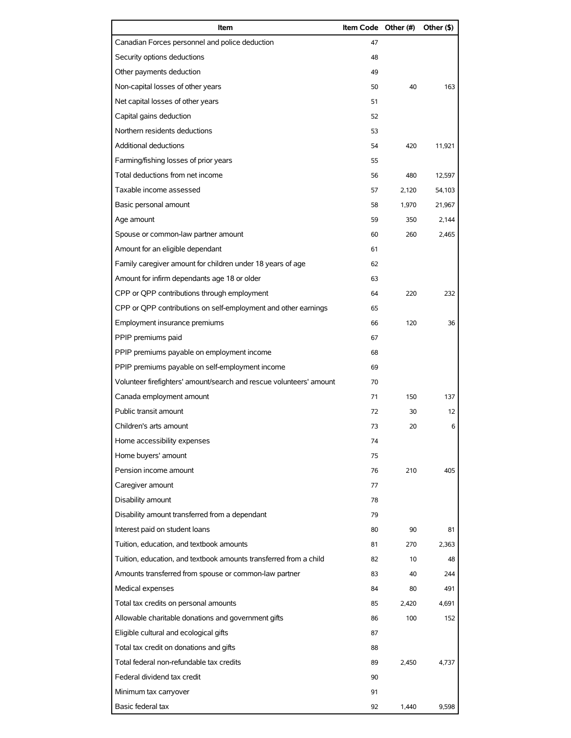| Item | Item Code | Other (#) | Other ($) |
|---|---|---|---|
| Canadian Forces personnel and police deduction | 47 | | |
| Security options deductions | 48 | | |
| Other payments deduction | 49 | | |
| Non-capital losses of other years | 50 | 40 | 163 |
| Net capital losses of other years | 51 | | |
| Capital gains deduction | 52 | | |
| Northern residents deductions | 53 | | |
| Additional deductions | 54 | 420 | 11,921 |
| Farming/fishing losses of prior years | 55 | | |
| Total deductions from net income | 56 | 480 | 12,597 |
| Taxable income assessed | 57 | 2,120 | 54,103 |
| Basic personal amount | 58 | 1,970 | 21,967 |
| Age amount | 59 | 350 | 2,144 |
| Spouse or common-law partner amount | 60 | 260 | 2,465 |
| Amount for an eligible dependant | 61 | | |
| Family caregiver amount for children under 18 years of age | 62 | | |
| Amount for infirm dependants age 18 or older | 63 | | |
| CPP or QPP contributions through employment | 64 | 220 | 232 |
| CPP or QPP contributions on self-employment and other earnings | 65 | | |
| Employment insurance premiums | 66 | 120 | 36 |
| PPIP premiums paid | 67 | | |
| PPIP premiums payable on employment income | 68 | | |
| PPIP premiums payable on self-employment income | 69 | | |
| Volunteer firefighters' amount/search and rescue volunteers' amount | 70 | | |
| Canada employment amount | 71 | 150 | 137 |
| Public transit amount | 72 | 30 | 12 |
| Children's arts amount | 73 | 20 | 6 |
| Home accessibility expenses | 74 | | |
| Home buyers' amount | 75 | | |
| Pension income amount | 76 | 210 | 405 |
| Caregiver amount | 77 | | |
| Disability amount | 78 | | |
| Disability amount transferred from a dependant | 79 | | |
| Interest paid on student loans | 80 | 90 | 81 |
| Tuition, education, and textbook amounts | 81 | 270 | 2,363 |
| Tuition, education, and textbook amounts transferred from a child | 82 | 10 | 48 |
| Amounts transferred from spouse or common-law partner | 83 | 40 | 244 |
| Medical expenses | 84 | 80 | 491 |
| Total tax credits on personal amounts | 85 | 2,420 | 4,691 |
| Allowable charitable donations and government gifts | 86 | 100 | 152 |
| Eligible cultural and ecological gifts | 87 | | |
| Total tax credit on donations and gifts | 88 | | |
| Total federal non-refundable tax credits | 89 | 2,450 | 4,737 |
| Federal dividend tax credit | 90 | | |
| Minimum tax carryover | 91 | | |
| Basic federal tax | 92 | 1,440 | 9,598 |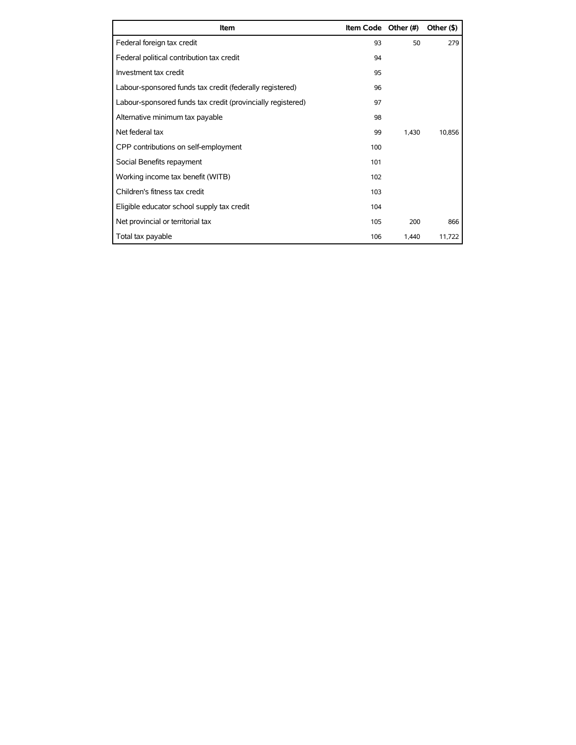| Item | Item Code | Other (#) | Other ($) |
|---|---|---|---|
| Federal foreign tax credit | 93 | 50 | 279 |
| Federal political contribution tax credit | 94 | | |
| Investment tax credit | 95 | | |
| Labour-sponsored funds tax credit (federally registered) | 96 | | |
| Labour-sponsored funds tax credit (provincially registered) | 97 | | |
| Alternative minimum tax payable | 98 | | |
| Net federal tax | 99 | 1,430 | 10,856 |
| CPP contributions on self-employment | 100 | | |
| Social Benefits repayment | 101 | | |
| Working income tax benefit (WITB) | 102 | | |
| Children's fitness tax credit | 103 | | |
| Eligible educator school supply tax credit | 104 | | |
| Net provincial or territorial tax | 105 | 200 | 866 |
| Total tax payable | 106 | 1,440 | 11,722 |